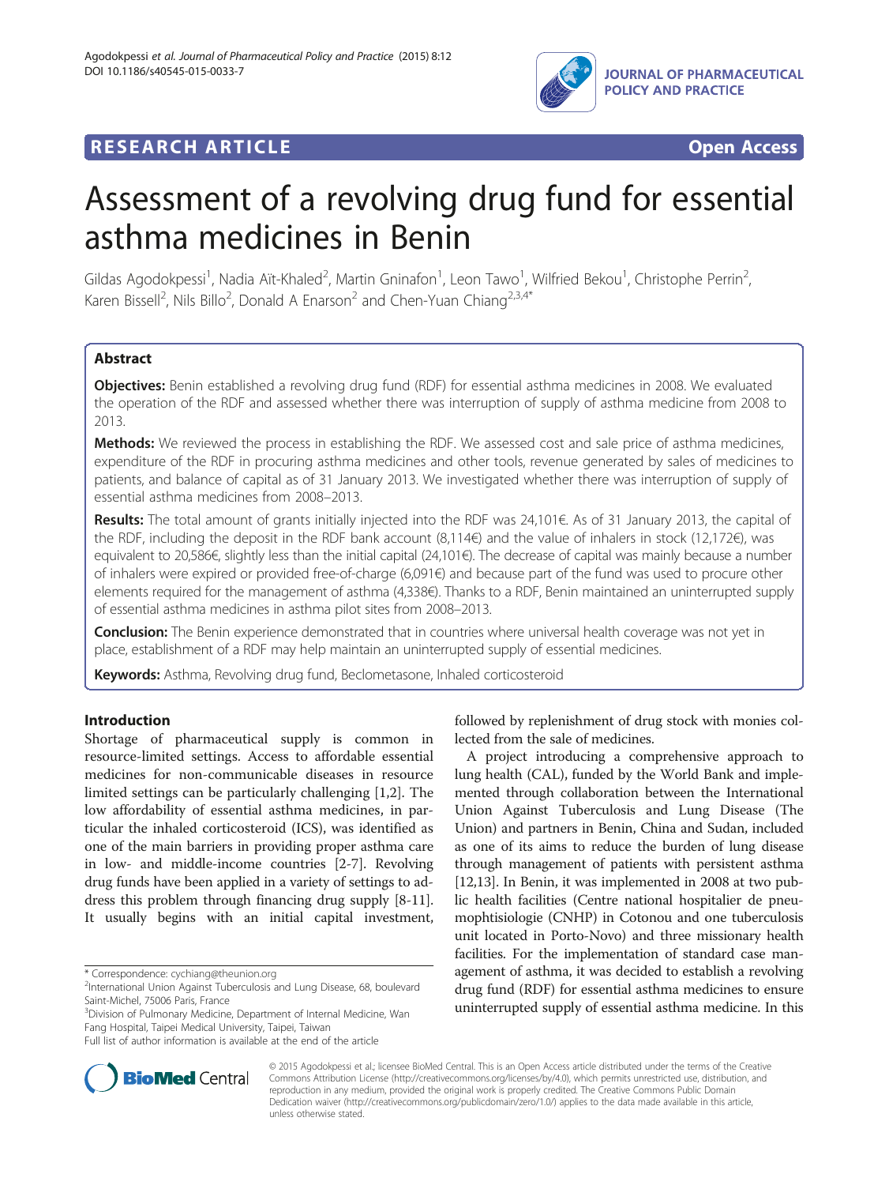RESEARCH ARTICLE Open Access

# Assessment of a revolving drug fund for essential asthma medicines in Benin

Gildas Agodokpessi[1], Nadia Aït-Khaled[2], Martin Gninafon[1], Leon Tawo[1], Wilfried Bekou[1], Christophe Perrin[2], Karen Bissell[2], Nils Billo[2], Donald A Enarson[2] and Chen-Yuan Chiang[2,3,4*]

## Abstract

**Objectives:** Benin established a revolving drug fund (RDF) for essential asthma medicines in 2008. We evaluated the operation of the RDF and assessed whether there was interruption of supply of asthma medicine from 2008 to 2013.

**Methods:** We reviewed the process in establishing the RDF. We assessed cost and sale price of asthma medicines, expenditure of the RDF in procuring asthma medicines and other tools, revenue generated by sales of medicines to patients, and balance of capital as of 31 January 2013. We investigated whether there was interruption of supply of essential asthma medicines from 2008–2013.

**Results:** The total amount of grants initially injected into the RDF was 24,101€. As of 31 January 2013, the capital of the RDF, including the deposit in the RDF bank account (8,114€) and the value of inhalers in stock (12,172€), was equivalent to 20,586€, slightly less than the initial capital (24,101€). The decrease of capital was mainly because a number of inhalers were expired or provided free-of-charge (6,091€) and because part of the fund was used to procure other elements required for the management of asthma (4,338€). Thanks to a RDF, Benin maintained an uninterrupted supply of essential asthma medicines in asthma pilot sites from 2008–2013.

**Conclusion:** The Benin experience demonstrated that in countries where universal health coverage was not yet in place, establishment of a RDF may help maintain an uninterrupted supply of essential medicines.

**Keywords:** Asthma, Revolving drug fund, Beclometasone, Inhaled corticosteroid

## Introduction

Shortage of pharmaceutical supply is common in resource-limited settings. Access to affordable essential medicines for non-communicable diseases in resource limited settings can be particularly challenging [1,2]. The low affordability of essential asthma medicines, in particular the inhaled corticosteroid (ICS), was identified as one of the main barriers in providing proper asthma care in low- and middle-income countries [2-7]. Revolving drug funds have been applied in a variety of settings to address this problem through financing drug supply [8-11]. It usually begins with an initial capital investment, followed by replenishment of drug stock with monies collected from the sale of medicines.

A project introducing a comprehensive approach to lung health (CAL), funded by the World Bank and implemented through collaboration between the International Union Against Tuberculosis and Lung Disease (The Union) and partners in Benin, China and Sudan, included as one of its aims to reduce the burden of lung disease through management of patients with persistent asthma [12,13]. In Benin, it was implemented in 2008 at two public health facilities (Centre national hospitalier de pneumophtisiologie (CNHP) in Cotonou and one tuberculosis unit located in Porto-Novo) and three missionary health facilities. For the implementation of standard case management of asthma, it was decided to establish a revolving drug fund (RDF) for essential asthma medicines to ensure uninterrupted supply of essential asthma medicine. In this

\* Correspondence: cychiang@theunion.org
[2]International Union Against Tuberculosis and Lung Disease, 68, boulevard Saint-Michel, 75006 Paris, France
[3]Division of Pulmonary Medicine, Department of Internal Medicine, Wan Fang Hospital, Taipei Medical University, Taipei, Taiwan
Full list of author information is available at the end of the article

© 2015 Agodokpessi et al.; licensee BioMed Central. This is an Open Access article distributed under the terms of the Creative Commons Attribution License (http://creativecommons.org/licenses/by/4.0), which permits unrestricted use, distribution, and reproduction in any medium, provided the original work is properly credited. The Creative Commons Public Domain Dedication waiver (http://creativecommons.org/publicdomain/zero/1.0/) applies to the data made available in this article, unless otherwise stated.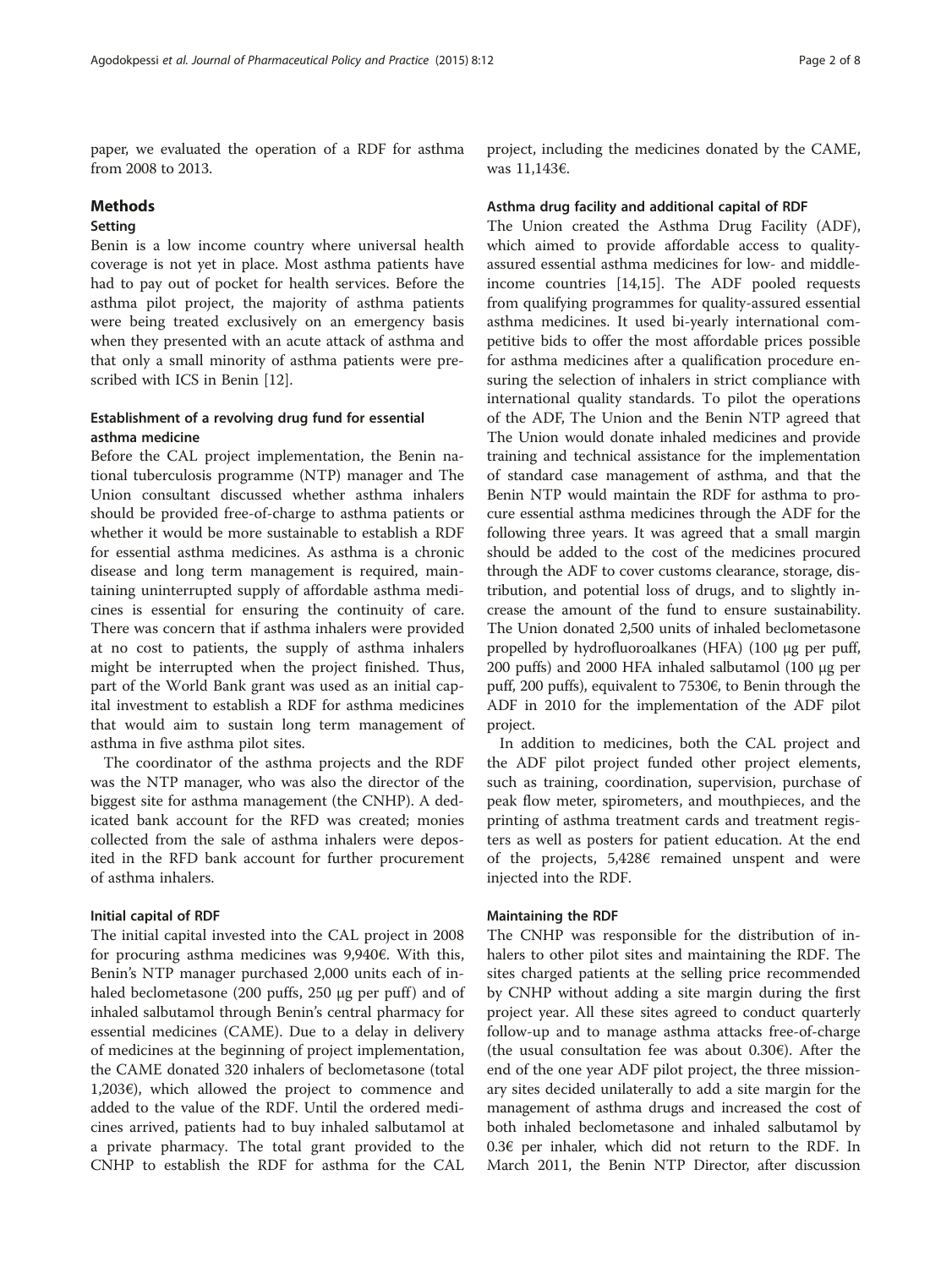paper, we evaluated the operation of a RDF for asthma from 2008 to 2013.

## Methods

### Setting

Benin is a low income country where universal health coverage is not yet in place. Most asthma patients have had to pay out of pocket for health services. Before the asthma pilot project, the majority of asthma patients were being treated exclusively on an emergency basis when they presented with an acute attack of asthma and that only a small minority of asthma patients were prescribed with ICS in Benin [12].

### Establishment of a revolving drug fund for essential asthma medicine

Before the CAL project implementation, the Benin national tuberculosis programme (NTP) manager and The Union consultant discussed whether asthma inhalers should be provided free-of-charge to asthma patients or whether it would be more sustainable to establish a RDF for essential asthma medicines. As asthma is a chronic disease and long term management is required, maintaining uninterrupted supply of affordable asthma medicines is essential for ensuring the continuity of care. There was concern that if asthma inhalers were provided at no cost to patients, the supply of asthma inhalers might be interrupted when the project finished. Thus, part of the World Bank grant was used as an initial capital investment to establish a RDF for asthma medicines that would aim to sustain long term management of asthma in five asthma pilot sites.

The coordinator of the asthma projects and the RDF was the NTP manager, who was also the director of the biggest site for asthma management (the CNHP). A dedicated bank account for the RFD was created; monies collected from the sale of asthma inhalers were deposited in the RFD bank account for further procurement of asthma inhalers.

### Initial capital of RDF

The initial capital invested into the CAL project in 2008 for procuring asthma medicines was 9,940€. With this, Benin's NTP manager purchased 2,000 units each of inhaled beclometasone (200 puffs, 250 μg per puff) and of inhaled salbutamol through Benin's central pharmacy for essential medicines (CAME). Due to a delay in delivery of medicines at the beginning of project implementation, the CAME donated 320 inhalers of beclometasone (total 1,203€), which allowed the project to commence and added to the value of the RDF. Until the ordered medicines arrived, patients had to buy inhaled salbutamol at a private pharmacy. The total grant provided to the CNHP to establish the RDF for asthma for the CAL project, including the medicines donated by the CAME, was 11,143€.

### Asthma drug facility and additional capital of RDF

The Union created the Asthma Drug Facility (ADF), which aimed to provide affordable access to quality-assured essential asthma medicines for low- and middle-income countries [14,15]. The ADF pooled requests from qualifying programmes for quality-assured essential asthma medicines. It used bi-yearly international competitive bids to offer the most affordable prices possible for asthma medicines after a qualification procedure ensuring the selection of inhalers in strict compliance with international quality standards. To pilot the operations of the ADF, The Union and the Benin NTP agreed that The Union would donate inhaled medicines and provide training and technical assistance for the implementation of standard case management of asthma, and that the Benin NTP would maintain the RDF for asthma to procure essential asthma medicines through the ADF for the following three years. It was agreed that a small margin should be added to the cost of the medicines procured through the ADF to cover customs clearance, storage, distribution, and potential loss of drugs, and to slightly increase the amount of the fund to ensure sustainability. The Union donated 2,500 units of inhaled beclometasone propelled by hydrofluoroalkanes (HFA) (100 μg per puff, 200 puffs) and 2000 HFA inhaled salbutamol (100 μg per puff, 200 puffs), equivalent to 7530€, to Benin through the ADF in 2010 for the implementation of the ADF pilot project.

In addition to medicines, both the CAL project and the ADF pilot project funded other project elements, such as training, coordination, supervision, purchase of peak flow meter, spirometers, and mouthpieces, and the printing of asthma treatment cards and treatment registers as well as posters for patient education. At the end of the projects, 5,428€ remained unspent and were injected into the RDF.

### Maintaining the RDF

The CNHP was responsible for the distribution of inhalers to other pilot sites and maintaining the RDF. The sites charged patients at the selling price recommended by CNHP without adding a site margin during the first project year. All these sites agreed to conduct quarterly follow-up and to manage asthma attacks free-of-charge (the usual consultation fee was about 0.30€). After the end of the one year ADF pilot project, the three missionary sites decided unilaterally to add a site margin for the management of asthma drugs and increased the cost of both inhaled beclometasone and inhaled salbutamol by 0.3€ per inhaler, which did not return to the RDF. In March 2011, the Benin NTP Director, after discussion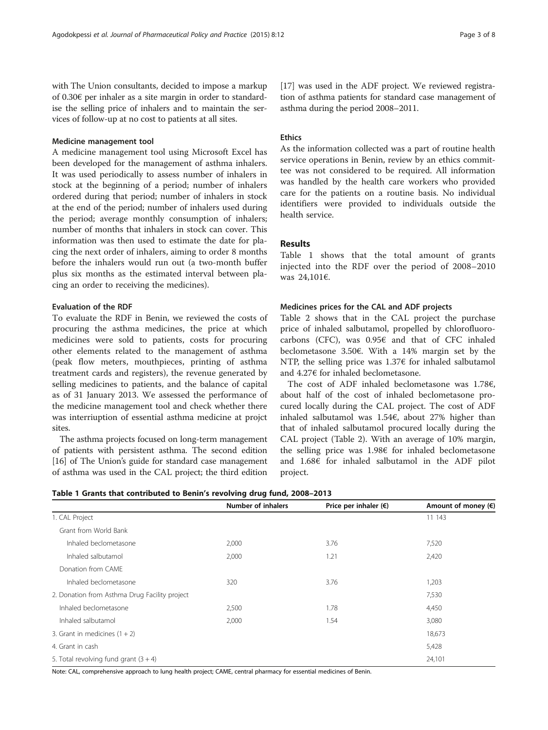with The Union consultants, decided to impose a markup of 0.30€ per inhaler as a site margin in order to standardise the selling price of inhalers and to maintain the services of follow-up at no cost to patients at all sites.

#### Medicine management tool

A medicine management tool using Microsoft Excel has been developed for the management of asthma inhalers. It was used periodically to assess number of inhalers in stock at the beginning of a period; number of inhalers ordered during that period; number of inhalers in stock at the end of the period; number of inhalers used during the period; average monthly consumption of inhalers; number of months that inhalers in stock can cover. This information was then used to estimate the date for placing the next order of inhalers, aiming to order 8 months before the inhalers would run out (a two-month buffer plus six months as the estimated interval between placing an order to receiving the medicines).

#### Evaluation of the RDF

To evaluate the RDF in Benin, we reviewed the costs of procuring the asthma medicines, the price at which medicines were sold to patients, costs for procuring other elements related to the management of asthma (peak flow meters, mouthpieces, printing of asthma treatment cards and registers), the revenue generated by selling medicines to patients, and the balance of capital as of 31 January 2013. We assessed the performance of the medicine management tool and check whether there was interriuption of essential asthma medicine at projct sites.

The asthma projects focused on long-term management of patients with persistent asthma. The second edition [16] of The Union's guide for standard case management of asthma was used in the CAL project; the third edition [17] was used in the ADF project. We reviewed registration of asthma patients for standard case management of asthma during the period 2008–2011.

#### Ethics

As the information collected was a part of routine health service operations in Benin, review by an ethics committee was not considered to be required. All information was handled by the health care workers who provided care for the patients on a routine basis. No individual identifiers were provided to individuals outside the health service.

## Results

Table 1 shows that the total amount of grants injected into the RDF over the period of 2008–2010 was 24,101€.

#### Medicines prices for the CAL and ADF projects

Table 2 shows that in the CAL project the purchase price of inhaled salbutamol, propelled by chlorofluorocarbons (CFC), was 0.95€ and that of CFC inhaled beclometasone 3.50€. With a 14% margin set by the NTP, the selling price was 1.37€ for inhaled salbutamol and 4.27€ for inhaled beclometasone.

The cost of ADF inhaled beclometasone was 1.78€, about half of the cost of inhaled beclometasone procured locally during the CAL project. The cost of ADF inhaled salbutamol was 1.54€, about 27% higher than that of inhaled salbutamol procured locally during the CAL project (Table 2). With an average of 10% margin, the selling price was 1.98€ for inhaled beclometasone and 1.68€ for inhaled salbutamol in the ADF pilot project.

**Table 1 Grants that contributed to Benin's revolving drug fund, 2008–2013**

| | Number of inhalers | Price per inhaler (€) | Amount of money (€) |
|---|---|---|---|
| 1. CAL Project | | | 11 143 |
| Grant from World Bank | | | |
| Inhaled beclometasone | 2,000 | 3.76 | 7,520 |
| Inhaled salbutamol | 2,000 | 1.21 | 2,420 |
| Donation from CAME | | | |
| Inhaled beclometasone | 320 | 3.76 | 1,203 |
| 2. Donation from Asthma Drug Facility project | | | 7,530 |
| Inhaled beclometasone | 2,500 | 1.78 | 4,450 |
| Inhaled salbutamol | 2,000 | 1.54 | 3,080 |
| 3. Grant in medicines (1 + 2) | | | 18,673 |
| 4. Grant in cash | | | 5,428 |
| 5. Total revolving fund grant (3 + 4) | | | 24,101 |

Note: CAL, comprehensive approach to lung health project; CAME, central pharmacy for essential medicines of Benin.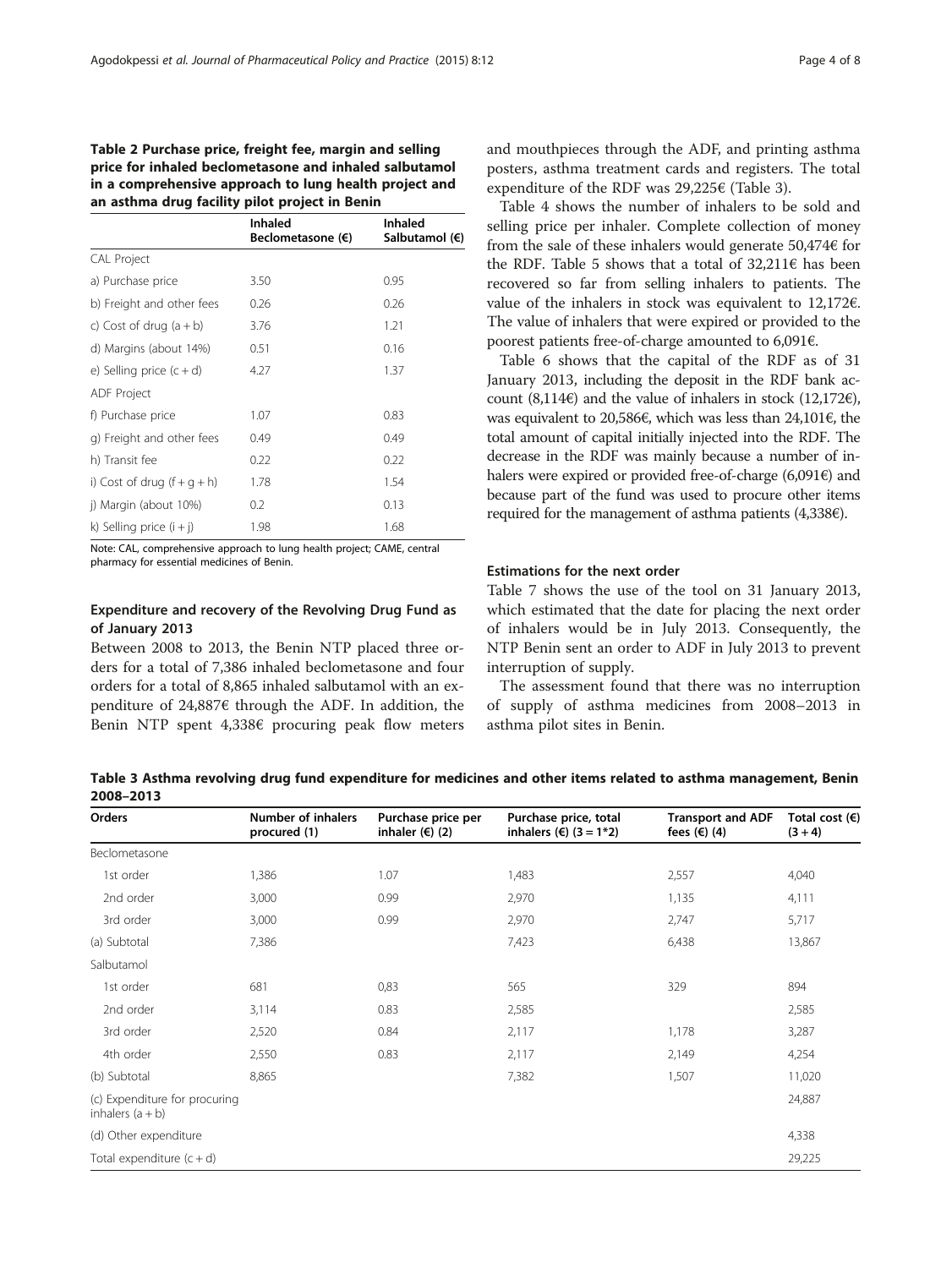**Table 2 Purchase price, freight fee, margin and selling price for inhaled beclometasone and inhaled salbutamol in a comprehensive approach to lung health project and an asthma drug facility pilot project in Benin**

| | Inhaled Beclometasone (€) | Inhaled Salbutamol (€) |
|---|---|---|
| CAL Project | | |
| a) Purchase price | 3.50 | 0.95 |
| b) Freight and other fees | 0.26 | 0.26 |
| c) Cost of drug (a + b) | 3.76 | 1.21 |
| d) Margins (about 14%) | 0.51 | 0.16 |
| e) Selling price (c + d) | 4.27 | 1.37 |
| ADF Project | | |
| f) Purchase price | 1.07 | 0.83 |
| g) Freight and other fees | 0.49 | 0.49 |
| h) Transit fee | 0.22 | 0.22 |
| i) Cost of drug (f + g + h) | 1.78 | 1.54 |
| j) Margin (about 10%) | 0.2 | 0.13 |
| k) Selling price (i + j) | 1.98 | 1.68 |

Note: CAL, comprehensive approach to lung health project; CAME, central pharmacy for essential medicines of Benin.

### Expenditure and recovery of the Revolving Drug Fund as of January 2013

Between 2008 to 2013, the Benin NTP placed three orders for a total of 7,386 inhaled beclometasone and four orders for a total of 8,865 inhaled salbutamol with an expenditure of 24,887€ through the ADF. In addition, the Benin NTP spent 4,338€ procuring peak flow meters and mouthpieces through the ADF, and printing asthma posters, asthma treatment cards and registers. The total expenditure of the RDF was 29,225€ (Table 3).

Table 4 shows the number of inhalers to be sold and selling price per inhaler. Complete collection of money from the sale of these inhalers would generate 50,474€ for the RDF. Table 5 shows that a total of 32,211€ has been recovered so far from selling inhalers to patients. The value of the inhalers in stock was equivalent to 12,172€. The value of inhalers that were expired or provided to the poorest patients free-of-charge amounted to 6,091€.

Table 6 shows that the capital of the RDF as of 31 January 2013, including the deposit in the RDF bank account (8,114€) and the value of inhalers in stock (12,172€), was equivalent to 20,586€, which was less than 24,101€, the total amount of capital initially injected into the RDF. The decrease in the RDF was mainly because a number of inhalers were expired or provided free-of-charge (6,091€) and because part of the fund was used to procure other items required for the management of asthma patients (4,338€).

### Estimations for the next order

Table 7 shows the use of the tool on 31 January 2013, which estimated that the date for placing the next order of inhalers would be in July 2013. Consequently, the NTP Benin sent an order to ADF in July 2013 to prevent interruption of supply.

The assessment found that there was no interruption of supply of asthma medicines from 2008–2013 in asthma pilot sites in Benin.

**Table 3 Asthma revolving drug fund expenditure for medicines and other items related to asthma management, Benin 2008–2013**

| Orders | Number of inhalers procured (1) | Purchase price per inhaler (€) (2) | Purchase price, total inhalers (€) (3 = 1*2) | Transport and ADF fees (€) (4) | Total cost (€) (3 + 4) |
|---|---|---|---|---|---|
| Beclometasone | | | | | |
| 1st order | 1,386 | 1.07 | 1,483 | 2,557 | 4,040 |
| 2nd order | 3,000 | 0.99 | 2,970 | 1,135 | 4,111 |
| 3rd order | 3,000 | 0.99 | 2,970 | 2,747 | 5,717 |
| (a) Subtotal | 7,386 | | 7,423 | 6,438 | 13,867 |
| Salbutamol | | | | | |
| 1st order | 681 | 0,83 | 565 | 329 | 894 |
| 2nd order | 3,114 | 0.83 | 2,585 | | 2,585 |
| 3rd order | 2,520 | 0.84 | 2,117 | 1,178 | 3,287 |
| 4th order | 2,550 | 0.83 | 2,117 | 2,149 | 4,254 |
| (b) Subtotal | 8,865 | | 7,382 | 1,507 | 11,020 |
| (c) Expenditure for procuring inhalers (a + b) | | | | | 24,887 |
| (d) Other expenditure | | | | | 4,338 |
| Total expenditure (c + d) | | | | | 29,225 |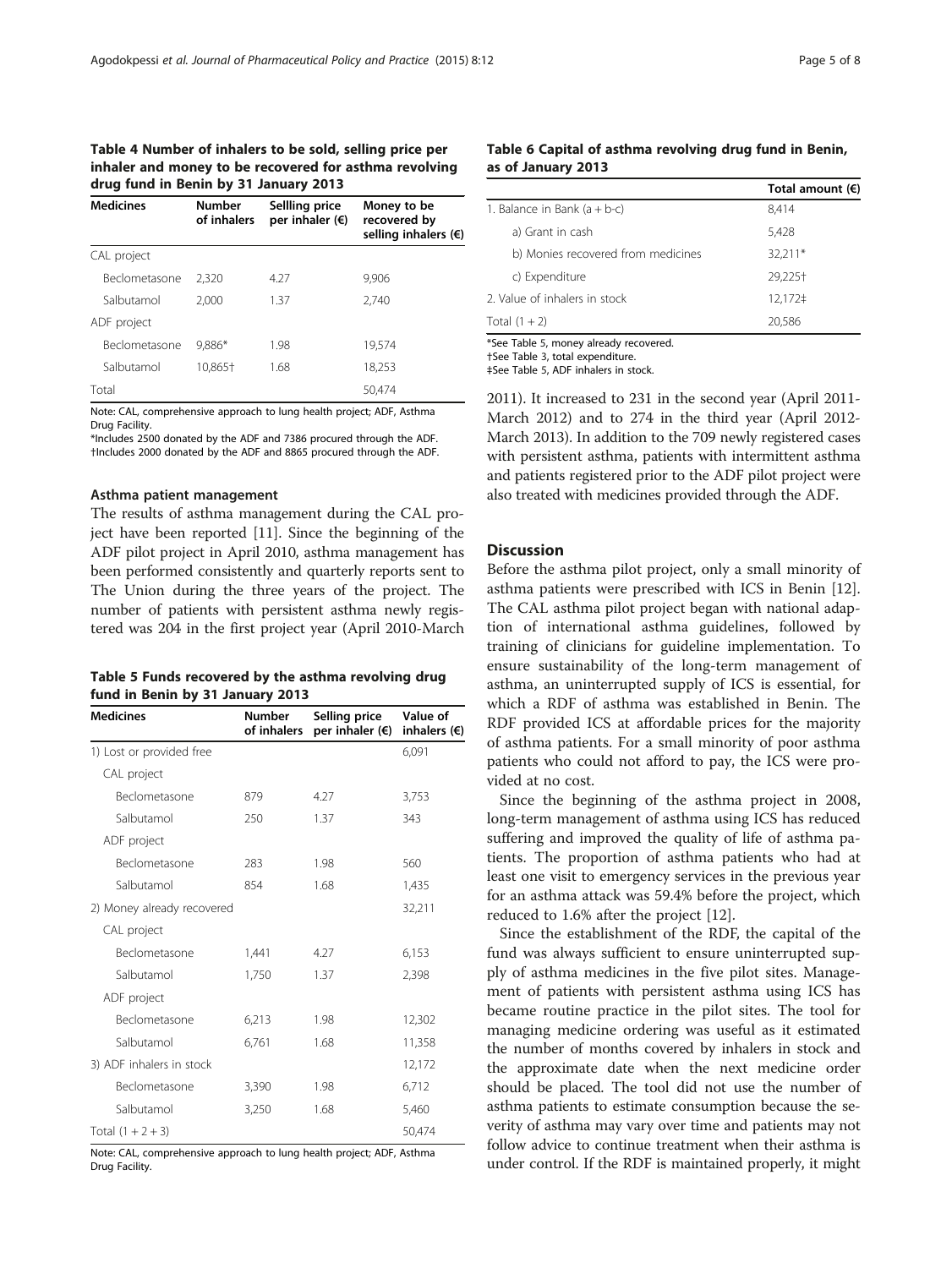**Table 4 Number of inhalers to be sold, selling price per inhaler and money to be recovered for asthma revolving drug fund in Benin by 31 January 2013**

| Medicines | Number of inhalers | Sellling price per inhaler (€) | Money to be recovered by selling inhalers (€) |
|---|---|---|---|
| CAL project | | | |
| Beclometasone | 2,320 | 4.27 | 9,906 |
| Salbutamol | 2,000 | 1.37 | 2,740 |
| ADF project | | | |
| Beclometasone | 9,886* | 1.98 | 19,574 |
| Salbutamol | 10,865† | 1.68 | 18,253 |
| Total | | | 50,474 |

Note: CAL, comprehensive approach to lung health project; ADF, Asthma Drug Facility.
*Includes 2500 donated by the ADF and 7386 procured through the ADF.
†Includes 2000 donated by the ADF and 8865 procured through the ADF.

### Asthma patient management

The results of asthma management during the CAL project have been reported [11]. Since the beginning of the ADF pilot project in April 2010, asthma management has been performed consistently and quarterly reports sent to The Union during the three years of the project. The number of patients with persistent asthma newly registered was 204 in the first project year (April 2010-March 2011). It increased to 231 in the second year (April 2011-March 2012) and to 274 in the third year (April 2012-March 2013). In addition to the 709 newly registered cases with persistent asthma, patients with intermittent asthma and patients registered prior to the ADF pilot project were also treated with medicines provided through the ADF.

**Table 5 Funds recovered by the asthma revolving drug fund in Benin by 31 January 2013**

| Medicines | Number of inhalers | Selling price per inhaler (€) | Value of inhalers (€) |
|---|---|---|---|
| 1) Lost or provided free | | | 6,091 |
| CAL project | | | |
| Beclometasone | 879 | 4.27 | 3,753 |
| Salbutamol | 250 | 1.37 | 343 |
| ADF project | | | |
| Beclometasone | 283 | 1.98 | 560 |
| Salbutamol | 854 | 1.68 | 1,435 |
| 2) Money already recovered | | | 32,211 |
| CAL project | | | |
| Beclometasone | 1,441 | 4.27 | 6,153 |
| Salbutamol | 1,750 | 1.37 | 2,398 |
| ADF project | | | |
| Beclometasone | 6,213 | 1.98 | 12,302 |
| Salbutamol | 6,761 | 1.68 | 11,358 |
| 3) ADF inhalers in stock | | | 12,172 |
| Beclometasone | 3,390 | 1.98 | 6,712 |
| Salbutamol | 3,250 | 1.68 | 5,460 |
| Total (1 + 2 + 3) | | | 50,474 |

Note: CAL, comprehensive approach to lung health project; ADF, Asthma Drug Facility.

**Table 6 Capital of asthma revolving drug fund in Benin, as of January 2013**

| | Total amount (€) |
|---|---|
| 1. Balance in Bank (a + b-c) | 8,414 |
| a) Grant in cash | 5,428 |
| b) Monies recovered from medicines | 32,211* |
| c) Expenditure | 29,225† |
| 2. Value of inhalers in stock | 12,172‡ |
| Total (1 + 2) | 20,586 |

*See Table 5, money already recovered.
†See Table 3, total expenditure.
‡See Table 5, ADF inhalers in stock.

## Discussion

Before the asthma pilot project, only a small minority of asthma patients were prescribed with ICS in Benin [12]. The CAL asthma pilot project began with national adaptation of international asthma guidelines, followed by training of clinicians for guideline implementation. To ensure sustainability of the long-term management of asthma, an uninterrupted supply of ICS is essential, for which a RDF of asthma was established in Benin. The RDF provided ICS at affordable prices for the majority of asthma patients. For a small minority of poor asthma patients who could not afford to pay, the ICS were provided at no cost.

Since the beginning of the asthma project in 2008, long-term management of asthma using ICS has reduced suffering and improved the quality of life of asthma patients. The proportion of asthma patients who had at least one visit to emergency services in the previous year for an asthma attack was 59.4% before the project, which reduced to 1.6% after the project [12].

Since the establishment of the RDF, the capital of the fund was always sufficient to ensure uninterrupted supply of asthma medicines in the five pilot sites. Management of patients with persistent asthma using ICS has became routine practice in the pilot sites. The tool for managing medicine ordering was useful as it estimated the number of months covered by inhalers in stock and the approximate date when the next medicine order should be placed. The tool did not use the number of asthma patients to estimate consumption because the severity of asthma may vary over time and patients may not follow advice to continue treatment when their asthma is under control. If the RDF is maintained properly, it might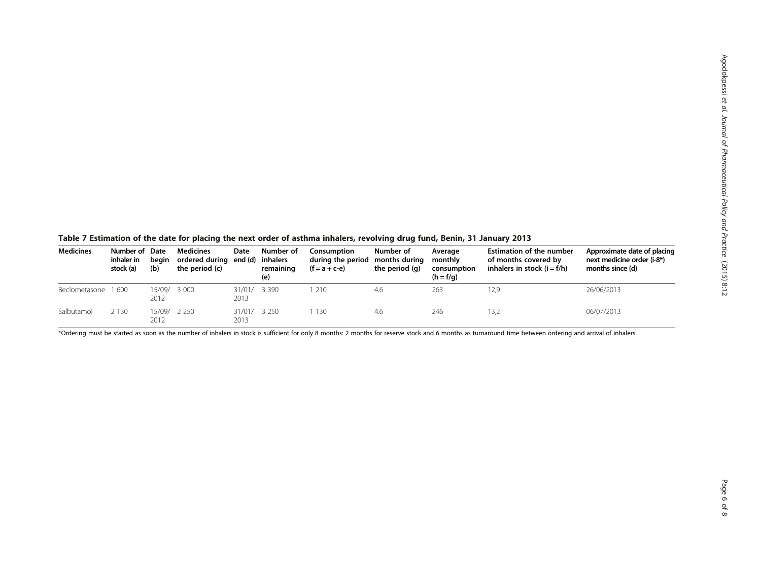**Table 7 Estimation of the date for placing the next order of asthma inhalers, revolving drug fund, Benin, 31 January 2013**

| Medicines | Number of inhaler in stock (a) | Date begin (b) | Medicines ordered during the period (c) | Date end (d) | Number of inhalers remaining (e) | Consumption during the period (f = a + c-e) | Number of months during the period (g) | Average monthly consumption (h = f/g) | Estimation of the number of months covered by inhalers in stock (i = f/h) | Approximate date of placing next medicine order (i-8*) months since (d) |
|---|---|---|---|---|---|---|---|---|---|---|
| Beclometasone | 1 600 | 15/09/2012 | 3 000 | 31/01/2013 | 3 390 | 1 210 | 4.6 | 263 | 12,9 | 26/06/2013 |
| Salbutamol | 2 130 | 15/09/2012 | 2 250 | 31/01/2013 | 3 250 | 1 130 | 4.6 | 246 | 13,2 | 06/07/2013 |

*Ordering must be started as soon as the number of inhalers in stock is sufficient for only 8 months: 2 months for reserve stock and 6 months as turnaround time between ordering and arrival of inhalers.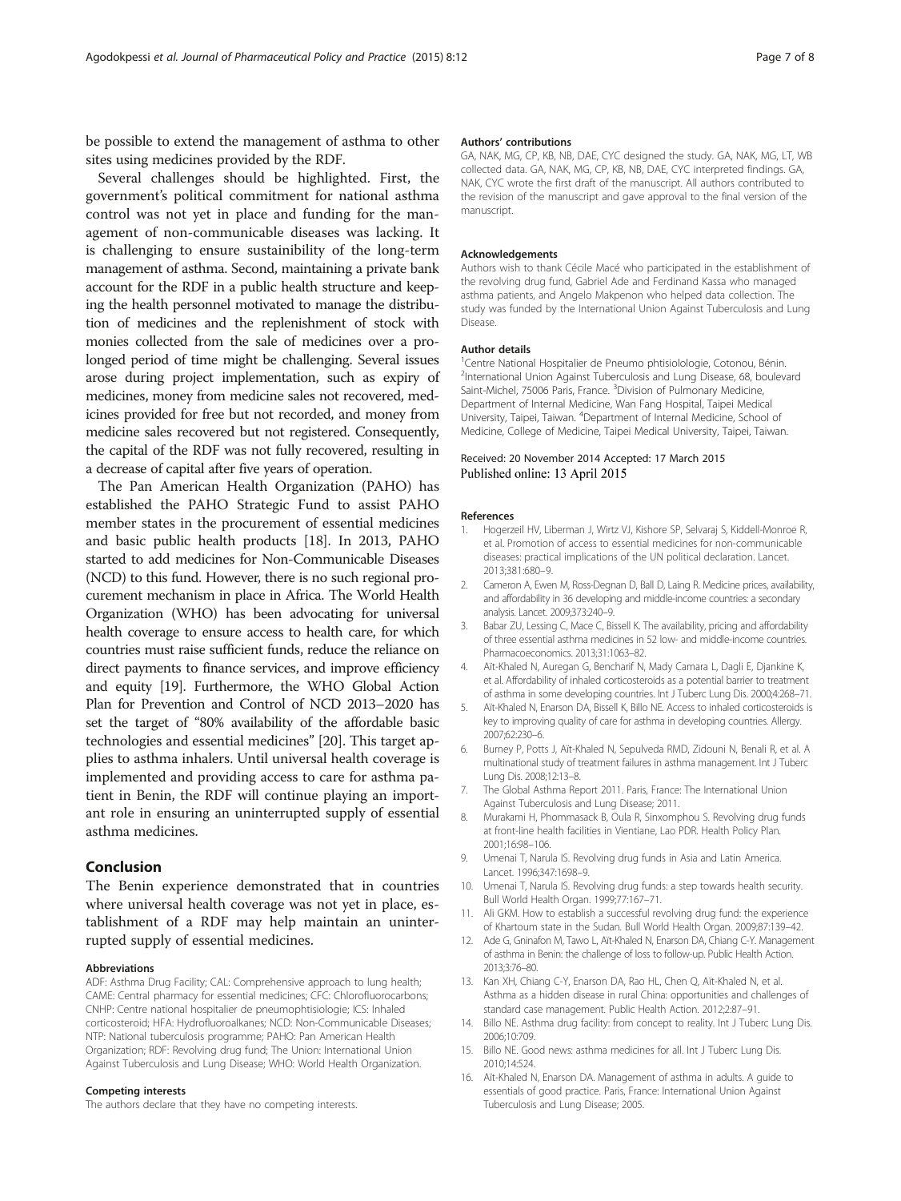be possible to extend the management of asthma to other sites using medicines provided by the RDF.

Several challenges should be highlighted. First, the government's political commitment for national asthma control was not yet in place and funding for the management of non-communicable diseases was lacking. It is challenging to ensure sustainibility of the long-term management of asthma. Second, maintaining a private bank account for the RDF in a public health structure and keeping the health personnel motivated to manage the distribution of medicines and the replenishment of stock with monies collected from the sale of medicines over a prolonged period of time might be challenging. Several issues arose during project implementation, such as expiry of medicines, money from medicine sales not recovered, medicines provided for free but not recorded, and money from medicine sales recovered but not registered. Consequently, the capital of the RDF was not fully recovered, resulting in a decrease of capital after five years of operation.

The Pan American Health Organization (PAHO) has established the PAHO Strategic Fund to assist PAHO member states in the procurement of essential medicines and basic public health products [18]. In 2013, PAHO started to add medicines for Non-Communicable Diseases (NCD) to this fund. However, there is no such regional procurement mechanism in place in Africa. The World Health Organization (WHO) has been advocating for universal health coverage to ensure access to health care, for which countries must raise sufficient funds, reduce the reliance on direct payments to finance services, and improve efficiency and equity [19]. Furthermore, the WHO Global Action Plan for Prevention and Control of NCD 2013–2020 has set the target of "80% availability of the affordable basic technologies and essential medicines" [20]. This target applies to asthma inhalers. Until universal health coverage is implemented and providing access to care for asthma patient in Benin, the RDF will continue playing an important role in ensuring an uninterrupted supply of essential asthma medicines.

## Conclusion

The Benin experience demonstrated that in countries where universal health coverage was not yet in place, establishment of a RDF may help maintain an uninterrupted supply of essential medicines.

#### Abbreviations

ADF: Asthma Drug Facility; CAL: Comprehensive approach to lung health; CAME: Central pharmacy for essential medicines; CFC: Chlorofluorocarbons; CNHP: Centre national hospitalier de pneumophtisiologie; ICS: Inhaled corticosteroid; HFA: Hydrofluoroalkanes; NCD: Non-Communicable Diseases; NTP: National tuberculosis programme; PAHO: Pan American Health Organization; RDF: Revolving drug fund; The Union: International Union Against Tuberculosis and Lung Disease; WHO: World Health Organization.

#### Competing interests

The authors declare that they have no competing interests.

#### Authors' contributions

GA, NAK, MG, CP, KB, NB, DAE, CYC designed the study. GA, NAK, MG, LT, WB collected data. GA, NAK, MG, CP, KB, NB, DAE, CYC interpreted findings. GA, NAK, CYC wrote the first draft of the manuscript. All authors contributed to the revision of the manuscript and gave approval to the final version of the manuscript.

#### Acknowledgements

Authors wish to thank Cécile Macé who participated in the establishment of the revolving drug fund, Gabriel Ade and Ferdinand Kassa who managed asthma patients, and Angelo Makpenon who helped data collection. The study was funded by the International Union Against Tuberculosis and Lung Disease.

#### Author details

[1]Centre National Hospitalier de Pneumo phtisiolologie, Cotonou, Bénin. [2]International Union Against Tuberculosis and Lung Disease, 68, boulevard Saint-Michel, 75006 Paris, France. [3]Division of Pulmonary Medicine, Department of Internal Medicine, Wan Fang Hospital, Taipei Medical University, Taipei, Taiwan. [4]Department of Internal Medicine, School of Medicine, College of Medicine, Taipei Medical University, Taipei, Taiwan.

Received: 20 November 2014 Accepted: 17 March 2015
Published online: 13 April 2015

#### References

1. Hogerzeil HV, Liberman J, Wirtz VJ, Kishore SP, Selvaraj S, Kiddell-Monroe R, et al. Promotion of access to essential medicines for non-communicable diseases: practical implications of the UN political declaration. Lancet. 2013;381:680–9.
2. Cameron A, Ewen M, Ross-Degnan D, Ball D, Laing R. Medicine prices, availability, and affordability in 36 developing and middle-income countries: a secondary analysis. Lancet. 2009;373:240–9.
3. Babar ZU, Lessing C, Mace C, Bissell K. The availability, pricing and affordability of three essential asthma medicines in 52 low- and middle-income countries. Pharmacoeconomics. 2013;31:1063–82.
4. Aït-Khaled N, Auregan G, Bencharif N, Mady Camara L, Dagli E, Djankine K, et al. Affordability of inhaled corticosteroids as a potential barrier to treatment of asthma in some developing countries. Int J Tuberc Lung Dis. 2000;4:268–71.
5. Aït-Khaled N, Enarson DA, Bissell K, Billo NE. Access to inhaled corticosteroids is key to improving quality of care for asthma in developing countries. Allergy. 2007;62:230–6.
6. Burney P, Potts J, Aït-Khaled N, Sepulveda RMD, Zidouni N, Benali R, et al. A multinational study of treatment failures in asthma management. Int J Tuberc Lung Dis. 2008;12:13–8.
7. The Global Asthma Report 2011. Paris, France: The International Union Against Tuberculosis and Lung Disease; 2011.
8. Murakami H, Phommasack B, Oula R, Sinxomphou S. Revolving drug funds at front-line health facilities in Vientiane, Lao PDR. Health Policy Plan. 2001;16:98–106.
9. Umenai T, Narula IS. Revolving drug funds in Asia and Latin America. Lancet. 1996;347:1698–9.
10. Umenai T, Narula IS. Revolving drug funds: a step towards health security. Bull World Health Organ. 1999;77:167–71.
11. Ali GKM. How to establish a successful revolving drug fund: the experience of Khartoum state in the Sudan. Bull World Health Organ. 2009;87:139–42.
12. Ade G, Gninafon M, Tawo L, Aït-Khaled N, Enarson DA, Chiang C-Y. Management of asthma in Benin: the challenge of loss to follow-up. Public Health Action. 2013;3:76–80.
13. Kan XH, Chiang C-Y, Enarson DA, Rao HL, Chen Q, Aït-Khaled N, et al. Asthma as a hidden disease in rural China: opportunities and challenges of standard case management. Public Health Action. 2012;2:87–91.
14. Billo NE. Asthma drug facility: from concept to reality. Int J Tuberc Lung Dis. 2006;10:709.
15. Billo NE. Good news: asthma medicines for all. Int J Tuberc Lung Dis. 2010;14:524.
16. Aït-Khaled N, Enarson DA. Management of asthma in adults. A guide to essentials of good practice. Paris, France: International Union Against Tuberculosis and Lung Disease; 2005.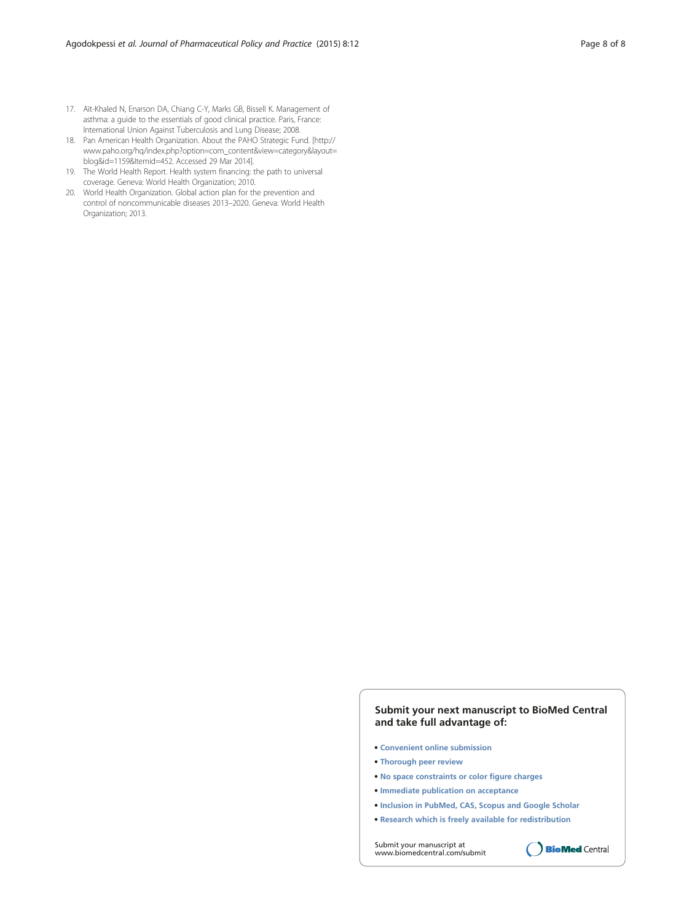17. Aït-Khaled N, Enarson DA, Chiang C-Y, Marks GB, Bissell K. Management of asthma: a guide to the essentials of good clinical practice. Paris, France: International Union Against Tuberculosis and Lung Disease; 2008.
18. Pan American Health Organization. About the PAHO Strategic Fund. [http://www.paho.org/hq/index.php?option=com_content&view=category&layout=blog&id=1159&Itemid=452. Accessed 29 Mar 2014].
19. The World Health Report. Health system financing: the path to universal coverage. Geneva: World Health Organization; 2010.
20. World Health Organization. Global action plan for the prevention and control of noncommunicable diseases 2013–2020. Geneva: World Health Organization; 2013.

**Submit your next manuscript to BioMed Central and take full advantage of:**

- **Convenient online submission**
- **Thorough peer review**
- **No space constraints or color figure charges**
- **Immediate publication on acceptance**
- **Inclusion in PubMed, CAS, Scopus and Google Scholar**
- **Research which is freely available for redistribution**

Submit your manuscript at
www.biomedcentral.com/submit

BioMed Central